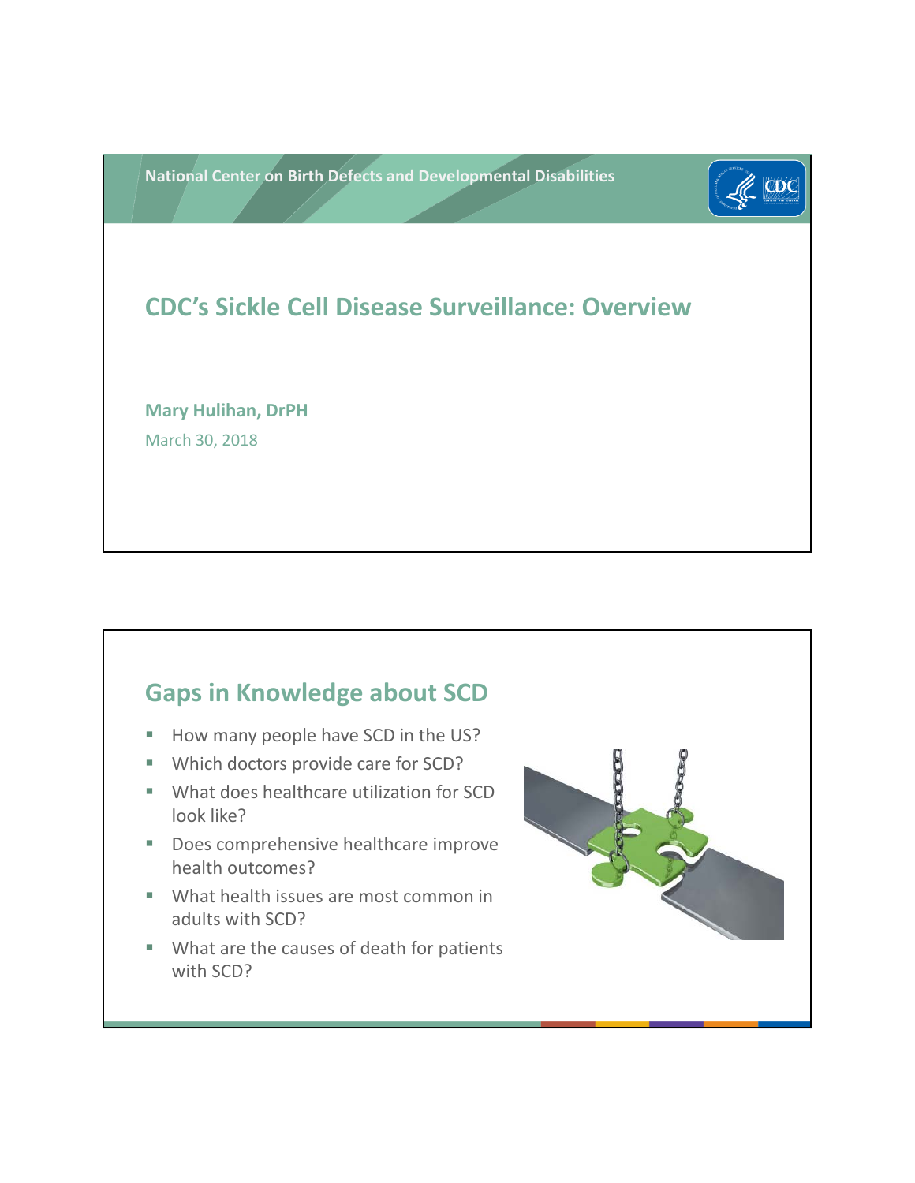National Center on Birth Defects and Developmental Disabilities

# CDC's Sickle Cell Disease Surveillance: Overview

**Mary Hulihan, DrPH**

March 30, 2018

## Gaps in Knowledge about SCD

- How many people have SCD in the US?
- Which doctors provide care for SCD?
- What does healthcare utilization for SCD look like?
- Does comprehensive healthcare improve health outcomes?
- What health issues are most common in adults with SCD?
- What are the causes of death for patients with SCD?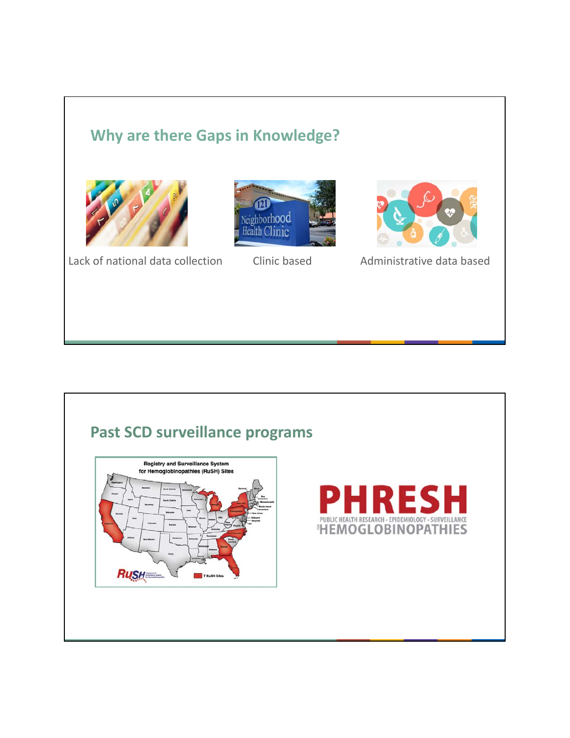## Why are there Gaps in Knowledge?

Lack of national data collection

Clinic based

Administrative data based

## Past SCD surveillance programs

Registry and Surveillance System for Hemoglobinopathies (RuSH) Sites

7 RuSH Sites

PHRESH

PUBLIC HEALTH RESEARCH - EPIDEMIOLOGY - SURVEILLANCE FOR HEMOGLOBINOPATHIES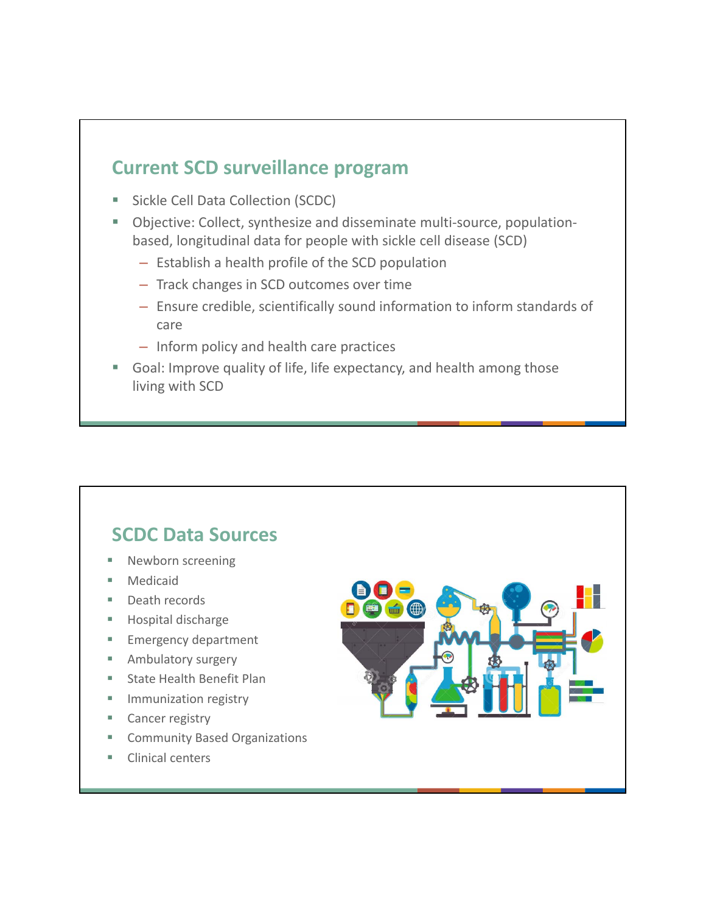## Current SCD surveillance program

- Sickle Cell Data Collection (SCDC)
- Objective: Collect, synthesize and disseminate multi-source, population-based, longitudinal data for people with sickle cell disease (SCD)
  - Establish a health profile of the SCD population
  - Track changes in SCD outcomes over time
  - Ensure credible, scientifically sound information to inform standards of care
  - Inform policy and health care practices
- Goal: Improve quality of life, life expectancy, and health among those living with SCD

## SCDC Data Sources

- Newborn screening
- Medicaid
- Death records
- Hospital discharge
- Emergency department
- Ambulatory surgery
- State Health Benefit Plan
- Immunization registry
- Cancer registry
- Community Based Organizations
- Clinical centers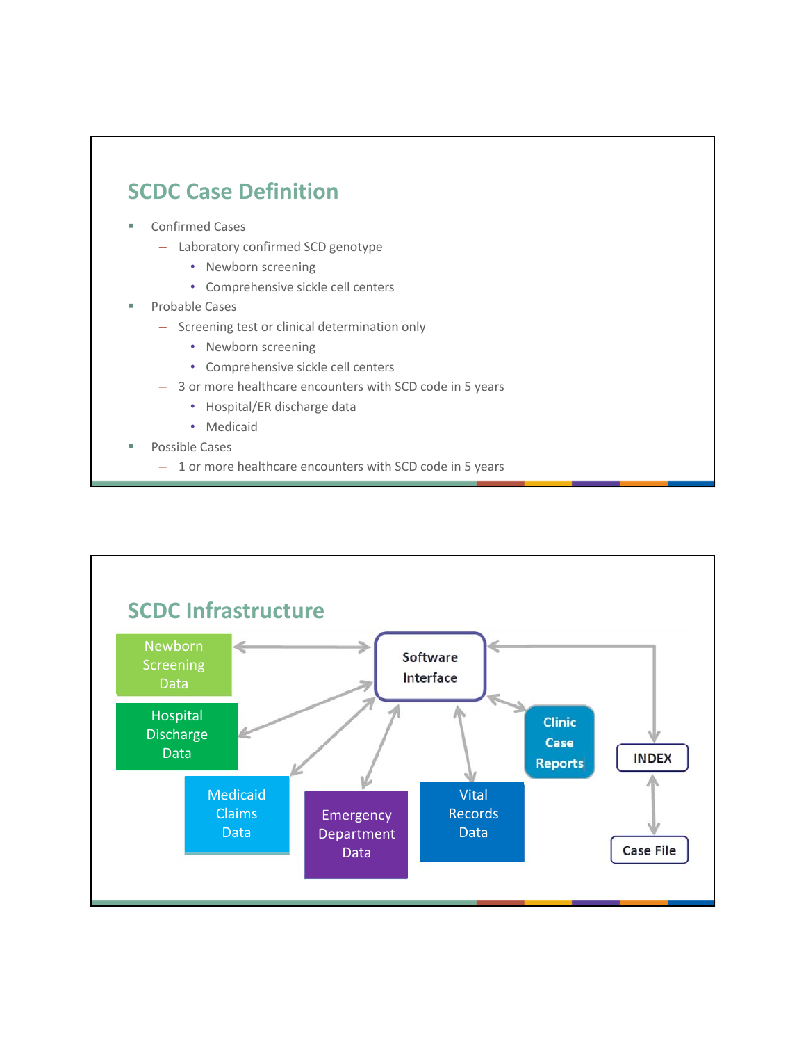## SCDC Case Definition

- Confirmed Cases
  - Laboratory confirmed SCD genotype
    - Newborn screening
    - Comprehensive sickle cell centers
- Probable Cases
  - Screening test or clinical determination only
    - Newborn screening
    - Comprehensive sickle cell centers
  - 3 or more healthcare encounters with SCD code in 5 years
    - Hospital/ER discharge data
    - Medicaid
- Possible Cases
  - 1 or more healthcare encounters with SCD code in 5 years

## SCDC Infrastructure

Newborn Screening Data

Hospital Discharge Data

Medicaid Claims Data

Emergency Department Data

Vital Records Data

Clinic Case Reports

Software Interface

INDEX

Case File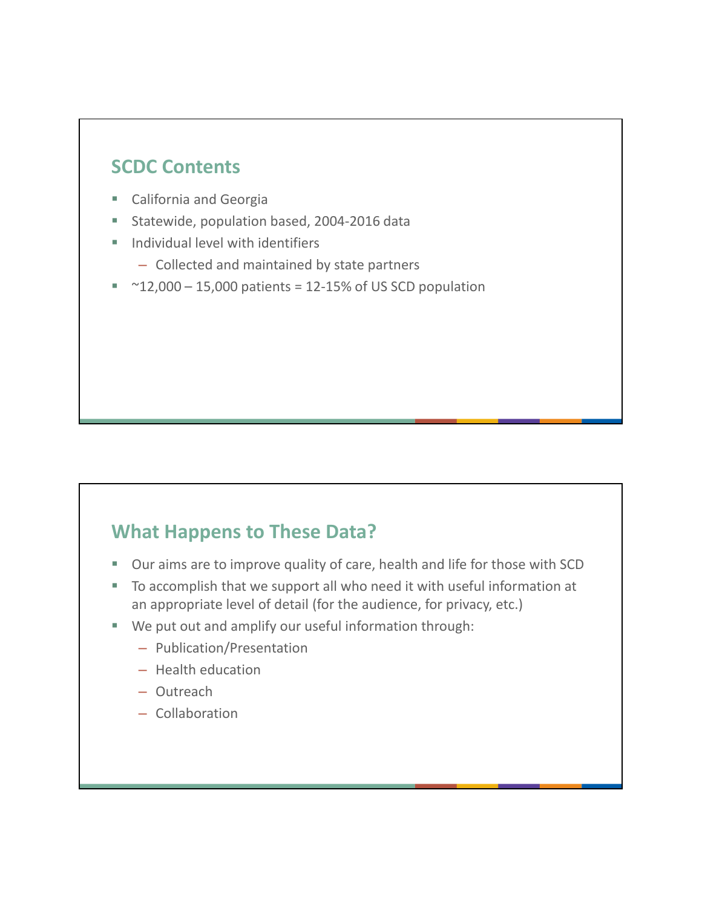## SCDC Contents

- California and Georgia
- Statewide, population based, 2004-2016 data
- Individual level with identifiers
  - Collected and maintained by state partners
- ~12,000 – 15,000 patients = 12-15% of US SCD population

## What Happens to These Data?

- Our aims are to improve quality of care, health and life for those with SCD
- To accomplish that we support all who need it with useful information at an appropriate level of detail (for the audience, for privacy, etc.)
- We put out and amplify our useful information through:
  - Publication/Presentation
  - Health education
  - Outreach
  - Collaboration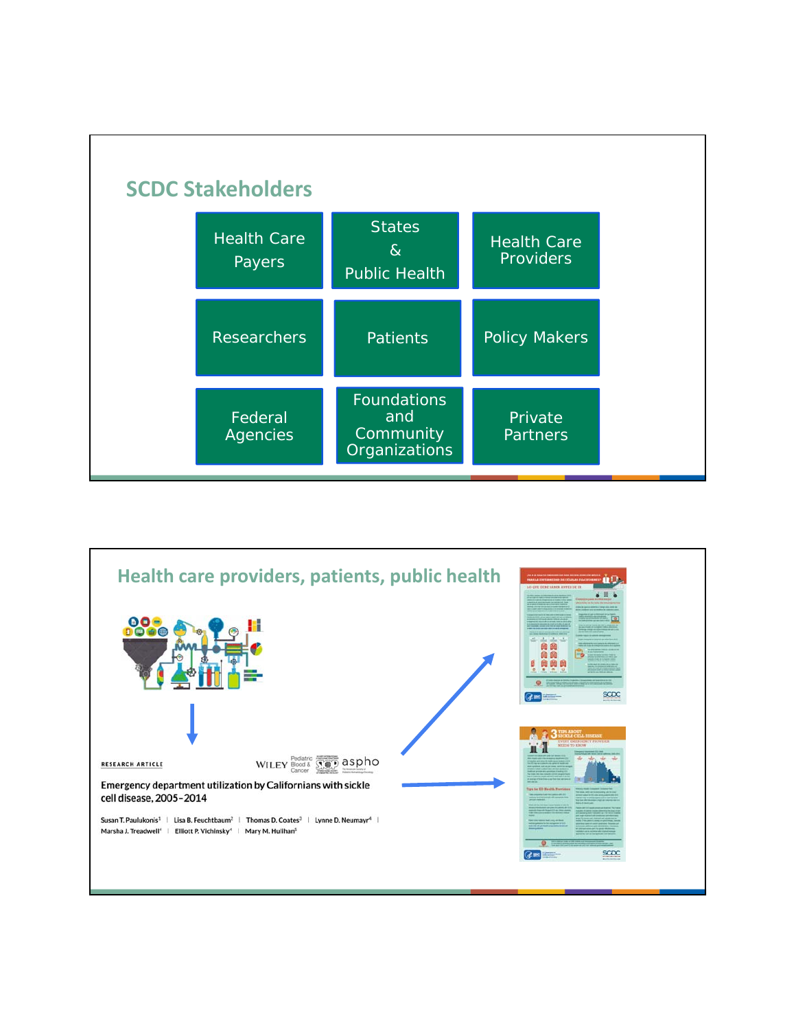## SCDC Stakeholders

- Health Care Payers
- States & Public Health
- Health Care Providers
- Researchers
- Patients
- Policy Makers
- Federal Agencies
- Foundations and Community Organizations
- Private Partners

## Health care providers, patients, public health

RESEARCH ARTICLE

WILEY Pediatric Blood & Cancer aspho

Emergency department utilization by Californians with sickle cell disease, 2005–2014

Susan T. Paulukonis[1] | Lisa B. Feuchtbaum[2] | Thomas D. Coates[3] | Lynne D. Neumayr[4] | Marsha J. Treadwell[4] | Elliott P. Vichinsky[4] | Mary M. Hulihan[5]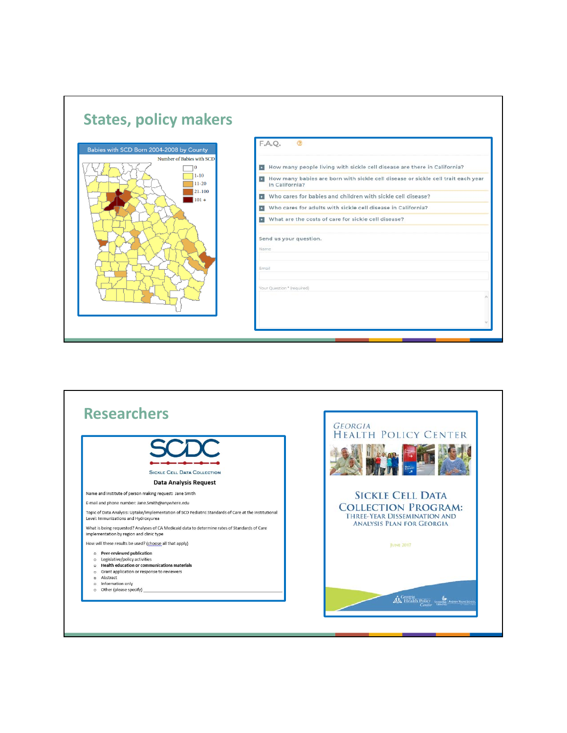## States, policy makers

Babies with SCD Born 2004-2008 by County

Number of Babies with SCD

- 0
- 1-10
- 11-20
- 21-100
- 101 +

F.A.Q.

- How many people living with sickle cell disease are there in California?
- How many babies are born with sickle cell disease or sickle cell trait each year in California?
- Who cares for babies and children with sickle cell disease?
- Who cares for adults with sickle cell disease in California?
- What are the costs of care for sickle cell disease?

Send us your question.

Name

Email

Your Question * (required)

## Researchers

SCDC

Sickle Cell Data Collection

**Data Analysis Request**

Name and institute of person making request: Jane Smith

E-mail and phone number: Jane.Smith@anywhere.edu

Topic of Data Analysis: Uptake/implementation of SCD Pediatric Standards of Care at the institutional Level: Immunizations and Hydroxyurea

What is being requested? Analyses of CA Medicaid data to determine rates of Standards of Care implementation by region and clinic type

How will these results be used? (choose all that apply)

- **Peer-reviewed publication**
- Legislative/policy activities
- **Health education or communications materials**
- Grant application or response to reviewers
- Abstract
- Information only
- Other (please specify) ____________________

Georgia Health Policy Center

Sickle Cell Data Collection Program: Three-Year Dissemination and Analysis Plan for Georgia

June 2017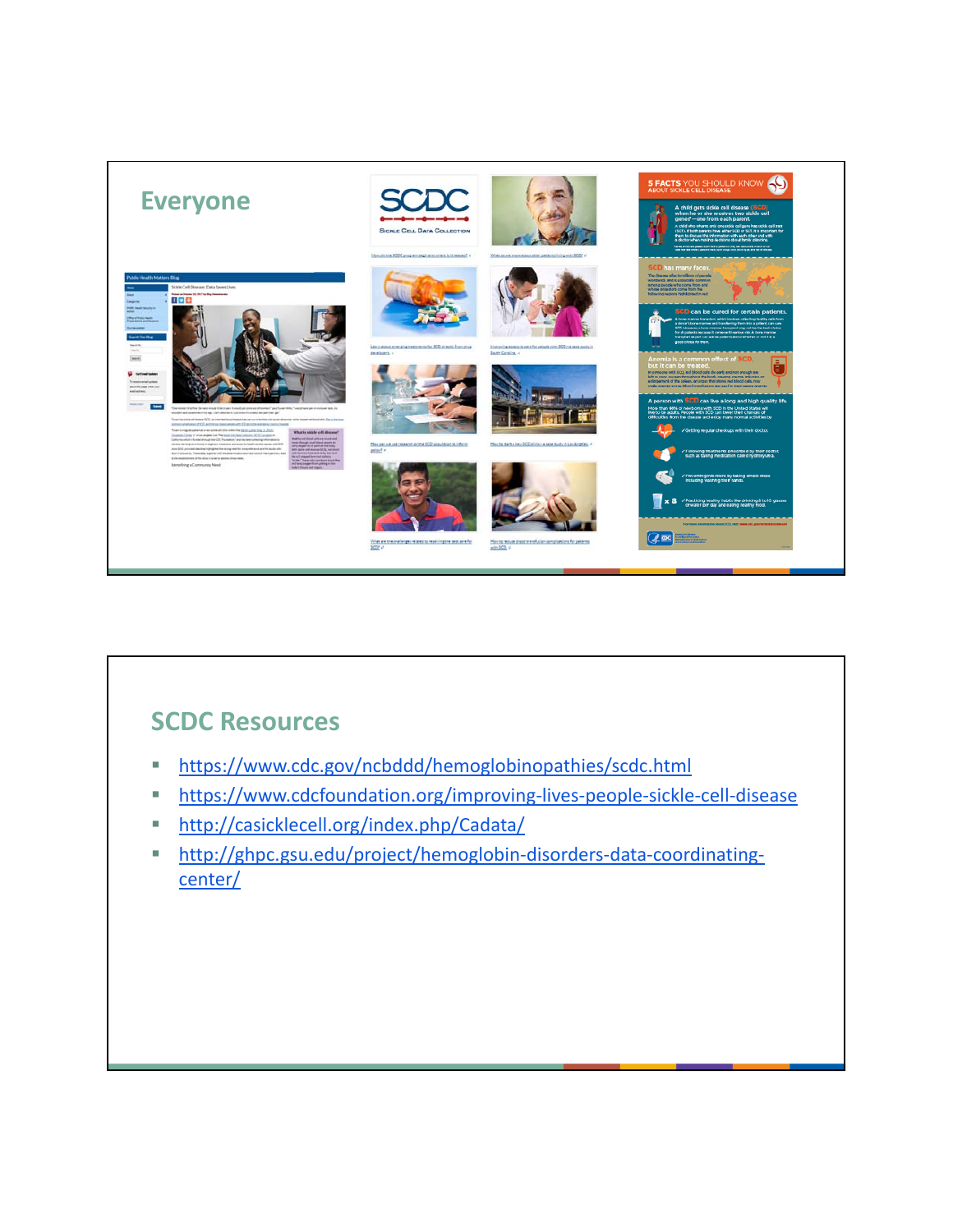## Everyone

## SCDC Resources

- https://www.cdc.gov/ncbddd/hemoglobinopathies/scdc.html
- https://www.cdcfoundation.org/improving-lives-people-sickle-cell-disease
- http://casicklecell.org/index.php/Cadata/
- http://ghpc.gsu.edu/project/hemoglobin-disorders-data-coordinating-center/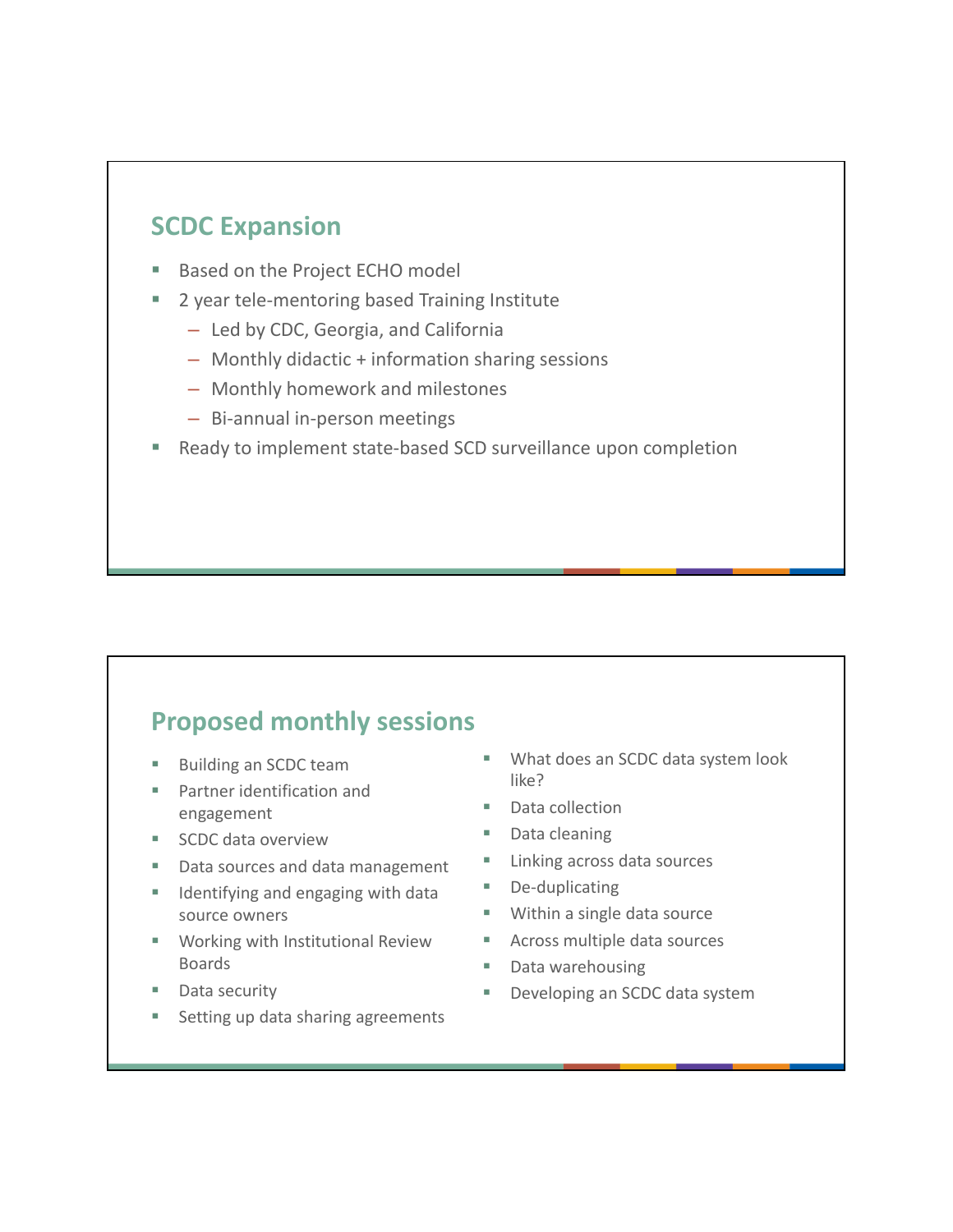## SCDC Expansion

- Based on the Project ECHO model
- 2 year tele-mentoring based Training Institute
  - Led by CDC, Georgia, and California
  - Monthly didactic + information sharing sessions
  - Monthly homework and milestones
  - Bi-annual in-person meetings
- Ready to implement state-based SCD surveillance upon completion

## Proposed monthly sessions

- Building an SCDC team
- Partner identification and engagement
- SCDC data overview
- Data sources and data management
- Identifying and engaging with data source owners
- Working with Institutional Review Boards
- Data security
- Setting up data sharing agreements
- What does an SCDC data system look like?
- Data collection
- Data cleaning
- Linking across data sources
- De-duplicating
- Within a single data source
- Across multiple data sources
- Data warehousing
- Developing an SCDC data system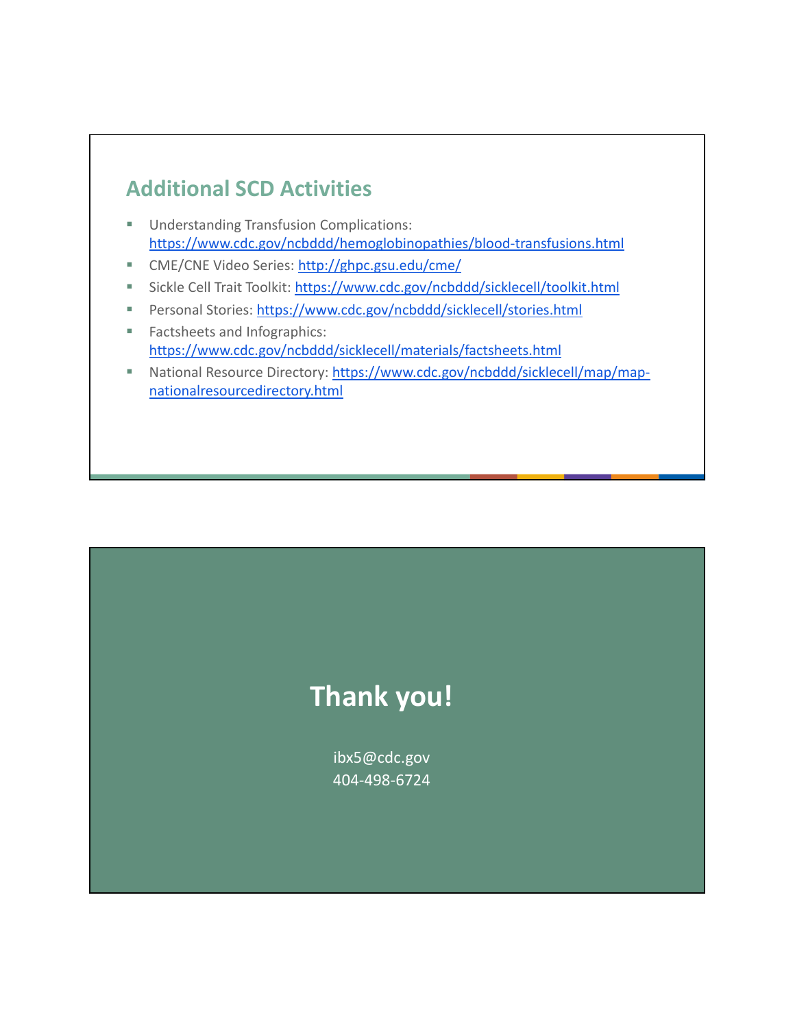## Additional SCD Activities

- Understanding Transfusion Complications: https://www.cdc.gov/ncbddd/hemoglobinopathies/blood-transfusions.html
- CME/CNE Video Series: http://ghpc.gsu.edu/cme/
- Sickle Cell Trait Toolkit: https://www.cdc.gov/ncbddd/sicklecell/toolkit.html
- Personal Stories: https://www.cdc.gov/ncbddd/sicklecell/stories.html
- Factsheets and Infographics: https://www.cdc.gov/ncbddd/sicklecell/materials/factsheets.html
- National Resource Directory: https://www.cdc.gov/ncbddd/sicklecell/map/map-nationalresourcedirectory.html

## Thank you!

ibx5@cdc.gov
404-498-6724